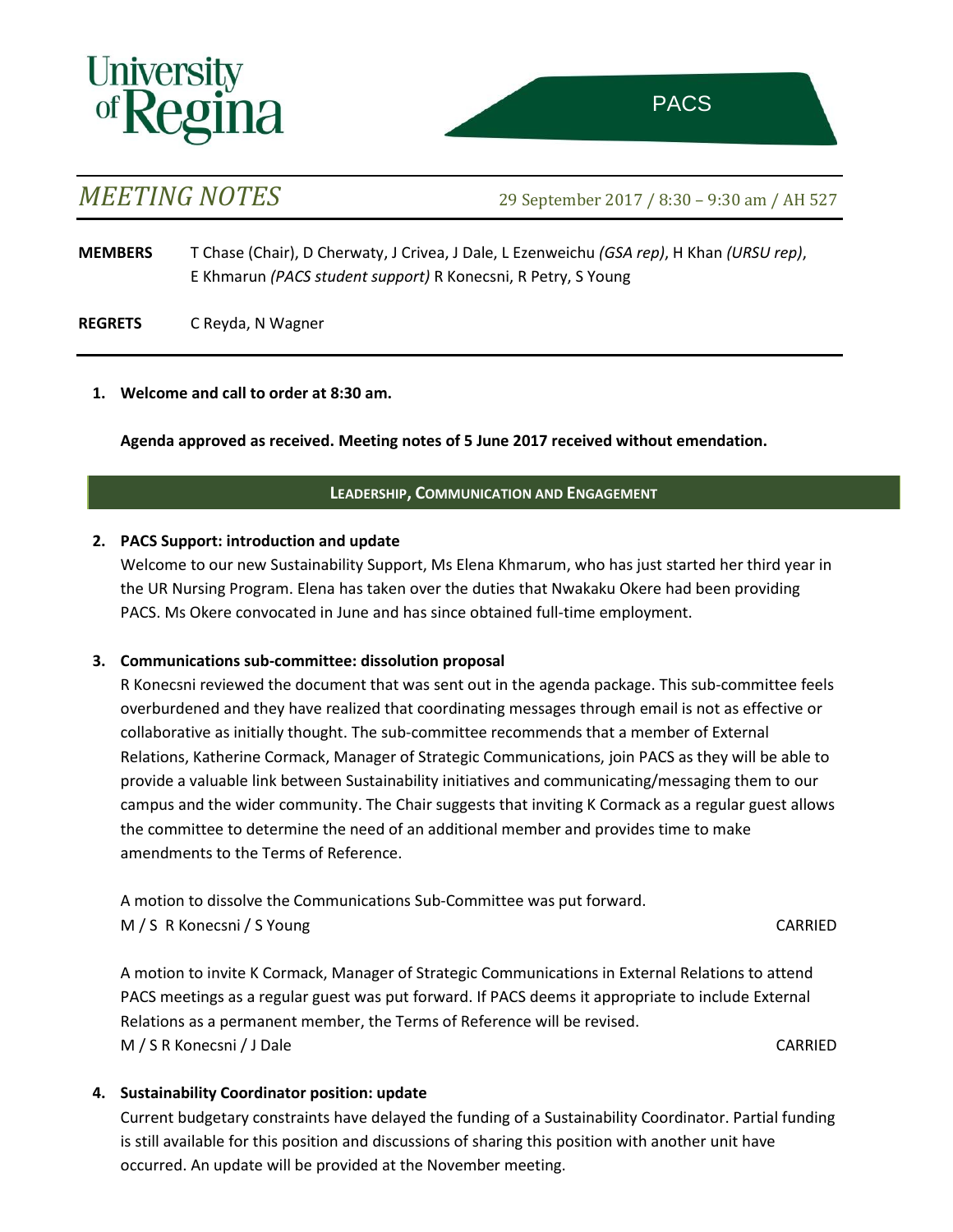University of Regina

PACS

# *MEETING NOTES*

29 September 2017 / 8:30 – 9:30 am / AH 527

**MEMBERS** T Chase (Chair), D Cherwaty, J Crivea, J Dale, L Ezenweichu *(GSA rep)*, H Khan *(URSU rep)*, E Khmarun *(PACS student support)* R Konecsni, R Petry, S Young

**REGRETS** C Reyda, N Wagner

1. **Welcome and call to order at 8:30 am.**

   **Agenda approved as received. Meeting notes of 5 June 2017 received without emendation.**

## LEADERSHIP, COMMUNICATION AND ENGAGEMENT

2. **PACS Support: introduction and update**

   Welcome to our new Sustainability Support, Ms Elena Khmarum, who has just started her third year in the UR Nursing Program. Elena has taken over the duties that Nwakaku Okere had been providing PACS. Ms Okere convocated in June and has since obtained full-time employment.

3. **Communications sub-committee: dissolution proposal**

   R Konecsni reviewed the document that was sent out in the agenda package. This sub-committee feels overburdened and they have realized that coordinating messages through email is not as effective or collaborative as initially thought. The sub-committee recommends that a member of External Relations, Katherine Cormack, Manager of Strategic Communications, join PACS as they will be able to provide a valuable link between Sustainability initiatives and communicating/messaging them to our campus and the wider community. The Chair suggests that inviting K Cormack as a regular guest allows the committee to determine the need of an additional member and provides time to make amendments to the Terms of Reference.

   A motion to dissolve the Communications Sub-Committee was put forward.
   M / S R Konecsni / S Young CARRIED

   A motion to invite K Cormack, Manager of Strategic Communications in External Relations to attend PACS meetings as a regular guest was put forward. If PACS deems it appropriate to include External Relations as a permanent member, the Terms of Reference will be revised.
   M / S R Konecsni / J Dale CARRIED

4. **Sustainability Coordinator position: update**

   Current budgetary constraints have delayed the funding of a Sustainability Coordinator. Partial funding is still available for this position and discussions of sharing this position with another unit have occurred. An update will be provided at the November meeting.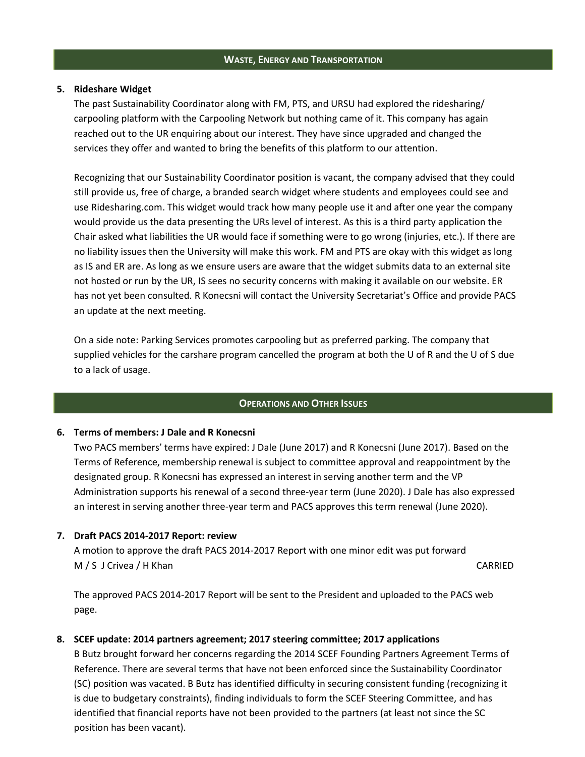## WASTE, ENERGY AND TRANSPORTATION

**5. Rideshare Widget**

The past Sustainability Coordinator along with FM, PTS, and URSU had explored the ridesharing/ carpooling platform with the Carpooling Network but nothing came of it. This company has again reached out to the UR enquiring about our interest. They have since upgraded and changed the services they offer and wanted to bring the benefits of this platform to our attention.

Recognizing that our Sustainability Coordinator position is vacant, the company advised that they could still provide us, free of charge, a branded search widget where students and employees could see and use Ridesharing.com. This widget would track how many people use it and after one year the company would provide us the data presenting the URs level of interest. As this is a third party application the Chair asked what liabilities the UR would face if something were to go wrong (injuries, etc.). If there are no liability issues then the University will make this work. FM and PTS are okay with this widget as long as IS and ER are. As long as we ensure users are aware that the widget submits data to an external site not hosted or run by the UR, IS sees no security concerns with making it available on our website. ER has not yet been consulted. R Konecsni will contact the University Secretariat's Office and provide PACS an update at the next meeting.

On a side note: Parking Services promotes carpooling but as preferred parking. The company that supplied vehicles for the carshare program cancelled the program at both the U of R and the U of S due to a lack of usage.

## OPERATIONS AND OTHER ISSUES

**6. Terms of members: J Dale and R Konecsni**

Two PACS members' terms have expired: J Dale (June 2017) and R Konecsni (June 2017). Based on the Terms of Reference, membership renewal is subject to committee approval and reappointment by the designated group. R Konecsni has expressed an interest in serving another term and the VP Administration supports his renewal of a second three-year term (June 2020). J Dale has also expressed an interest in serving another three-year term and PACS approves this term renewal (June 2020).

**7. Draft PACS 2014-2017 Report: review**

A motion to approve the draft PACS 2014-2017 Report with one minor edit was put forward
M / S J Crivea / H Khan CARRIED

The approved PACS 2014-2017 Report will be sent to the President and uploaded to the PACS web page.

**8. SCEF update: 2014 partners agreement; 2017 steering committee; 2017 applications**

B Butz brought forward her concerns regarding the 2014 SCEF Founding Partners Agreement Terms of Reference. There are several terms that have not been enforced since the Sustainability Coordinator (SC) position was vacated. B Butz has identified difficulty in securing consistent funding (recognizing it is due to budgetary constraints), finding individuals to form the SCEF Steering Committee, and has identified that financial reports have not been provided to the partners (at least not since the SC position has been vacant).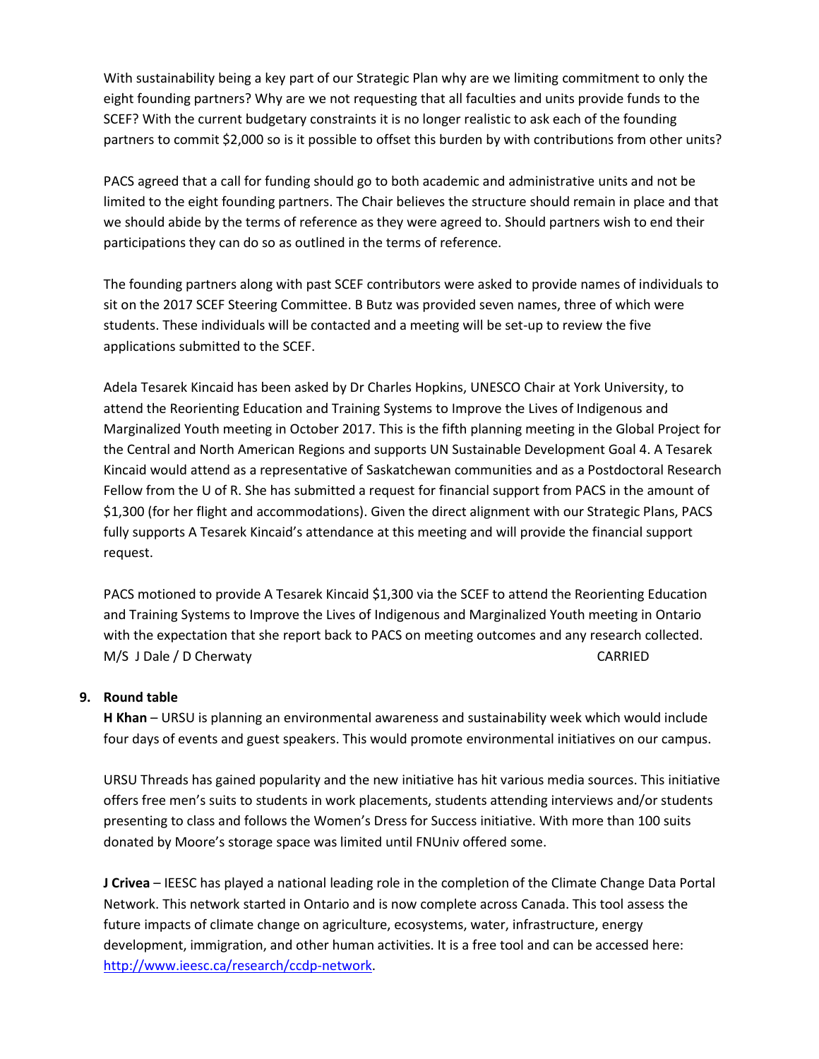With sustainability being a key part of our Strategic Plan why are we limiting commitment to only the eight founding partners? Why are we not requesting that all faculties and units provide funds to the SCEF? With the current budgetary constraints it is no longer realistic to ask each of the founding partners to commit $2,000 so is it possible to offset this burden by with contributions from other units?

PACS agreed that a call for funding should go to both academic and administrative units and not be limited to the eight founding partners. The Chair believes the structure should remain in place and that we should abide by the terms of reference as they were agreed to. Should partners wish to end their participations they can do so as outlined in the terms of reference.

The founding partners along with past SCEF contributors were asked to provide names of individuals to sit on the 2017 SCEF Steering Committee. B Butz was provided seven names, three of which were students. These individuals will be contacted and a meeting will be set-up to review the five applications submitted to the SCEF.

Adela Tesarek Kincaid has been asked by Dr Charles Hopkins, UNESCO Chair at York University, to attend the Reorienting Education and Training Systems to Improve the Lives of Indigenous and Marginalized Youth meeting in October 2017. This is the fifth planning meeting in the Global Project for the Central and North American Regions and supports UN Sustainable Development Goal 4. A Tesarek Kincaid would attend as a representative of Saskatchewan communities and as a Postdoctoral Research Fellow from the U of R. She has submitted a request for financial support from PACS in the amount of $1,300 (for her flight and accommodations). Given the direct alignment with our Strategic Plans, PACS fully supports A Tesarek Kincaid's attendance at this meeting and will provide the financial support request.

PACS motioned to provide A Tesarek Kincaid $1,300 via the SCEF to attend the Reorienting Education and Training Systems to Improve the Lives of Indigenous and Marginalized Youth meeting in Ontario with the expectation that she report back to PACS on meeting outcomes and any research collected.
M/S J Dale / D Cherwaty CARRIED

**9. Round table**

**H Khan** – URSU is planning an environmental awareness and sustainability week which would include four days of events and guest speakers. This would promote environmental initiatives on our campus.

URSU Threads has gained popularity and the new initiative has hit various media sources. This initiative offers free men's suits to students in work placements, students attending interviews and/or students presenting to class and follows the Women's Dress for Success initiative. With more than 100 suits donated by Moore's storage space was limited until FNUniv offered some.

**J Crivea** – IEESC has played a national leading role in the completion of the Climate Change Data Portal Network. This network started in Ontario and is now complete across Canada. This tool assess the future impacts of climate change on agriculture, ecosystems, water, infrastructure, energy development, immigration, and other human activities. It is a free tool and can be accessed here: [http://www.ieesc.ca/research/ccdp-network](http://www.ieesc.ca/research/ccdp-network).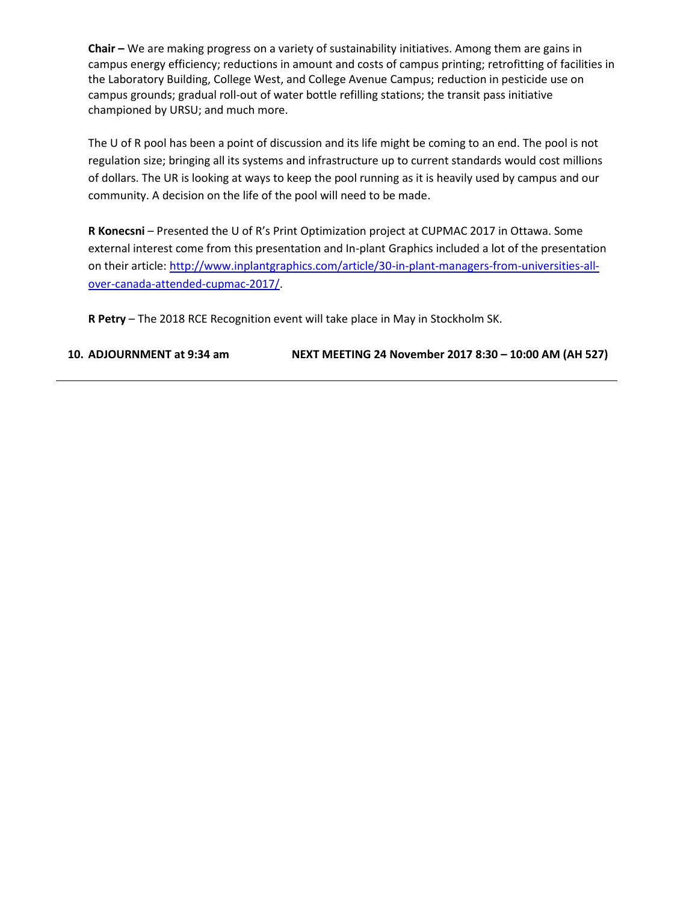**Chair –** We are making progress on a variety of sustainability initiatives. Among them are gains in campus energy efficiency; reductions in amount and costs of campus printing; retrofitting of facilities in the Laboratory Building, College West, and College Avenue Campus; reduction in pesticide use on campus grounds; gradual roll-out of water bottle refilling stations; the transit pass initiative championed by URSU; and much more.

The U of R pool has been a point of discussion and its life might be coming to an end. The pool is not regulation size; bringing all its systems and infrastructure up to current standards would cost millions of dollars. The UR is looking at ways to keep the pool running as it is heavily used by campus and our community. A decision on the life of the pool will need to be made.

**R Konecsni** – Presented the U of R's Print Optimization project at CUPMAC 2017 in Ottawa. Some external interest come from this presentation and In-plant Graphics included a lot of the presentation on their article: http://www.inplantgraphics.com/article/30-in-plant-managers-from-universities-all-over-canada-attended-cupmac-2017/.

**R Petry** – The 2018 RCE Recognition event will take place in May in Stockholm SK.

**10. ADJOURNMENT at 9:34 am** **NEXT MEETING 24 November 2017 8:30 – 10:00 AM (AH 527)**

---